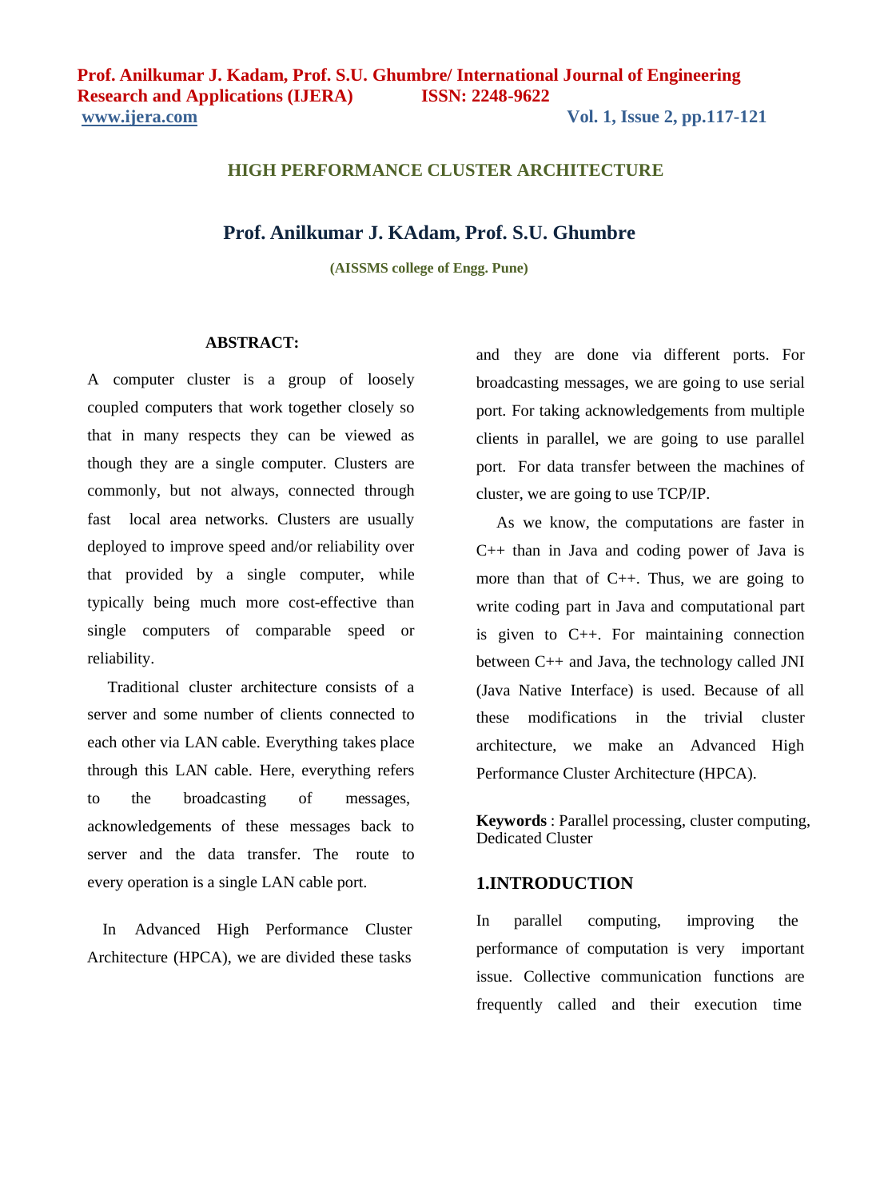# HIGH PERFORMANCE CLUSTER ARCHITECTURE

**Prof. Anilkumar J. KAdam, Prof. S.U. Ghumbre**

**(AISSMS college of Engg. Pune)**

**ABSTRACT:**

A computer cluster is a group of loosely coupled computers that work together closely so that in many respects they can be viewed as though they are a single computer. Clusters are commonly, but not always, connected through fast local area networks. Clusters are usually deployed to improve speed and/or reliability over that provided by a single computer, while typically being much more cost-effective than single computers of comparable speed or reliability.

Traditional cluster architecture consists of a server and some number of clients connected to each other via LAN cable. Everything takes place through this LAN cable. Here, everything refers to the broadcasting of messages, acknowledgements of these messages back to server and the data transfer. The route to every operation is a single LAN cable port.

In Advanced High Performance Cluster Architecture (HPCA), we are divided these tasks and they are done via different ports. For broadcasting messages, we are going to use serial port. For taking acknowledgements from multiple clients in parallel, we are going to use parallel port. For data transfer between the machines of cluster, we are going to use TCP/IP.

As we know, the computations are faster in C++ than in Java and coding power of Java is more than that of C++. Thus, we are going to write coding part in Java and computational part is given to C++. For maintaining connection between C++ and Java, the technology called JNI (Java Native Interface) is used. Because of all these modifications in the trivial cluster architecture, we make an Advanced High Performance Cluster Architecture (HPCA).

**Keywords** : Parallel processing, cluster computing, Dedicated Cluster

## 1.INTRODUCTION

In parallel computing, improving the performance of computation is very important issue. Collective communication functions are frequently called and their execution time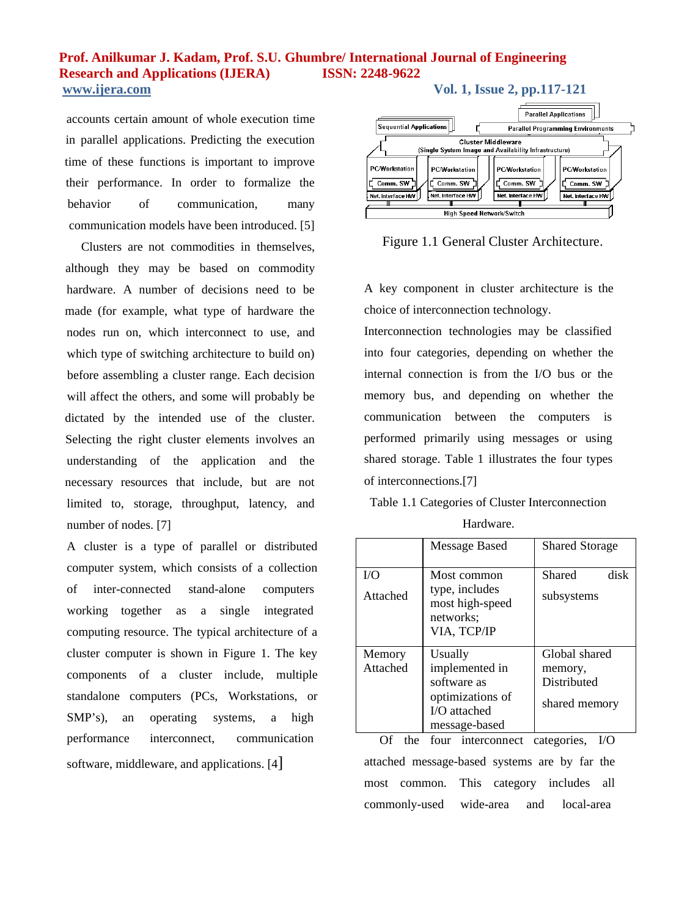accounts certain amount of whole execution time in parallel applications. Predicting the execution time of these functions is important to improve their performance. In order to formalize the behavior of communication, many communication models have been introduced. [5]

Clusters are not commodities in themselves, although they may be based on commodity hardware. A number of decisions need to be made (for example, what type of hardware the nodes run on, which interconnect to use, and which type of switching architecture to build on) before assembling a cluster range. Each decision will affect the others, and some will probably be dictated by the intended use of the cluster. Selecting the right cluster elements involves an understanding of the application and the necessary resources that include, but are not limited to, storage, throughput, latency, and number of nodes. [7]

A cluster is a type of parallel or distributed computer system, which consists of a collection of inter-connected stand-alone computers working together as a single integrated computing resource. The typical architecture of a cluster computer is shown in Figure 1. The key components of a cluster include, multiple standalone computers (PCs, Workstations, or SMP's), an operating systems, a high performance interconnect, communication software, middleware, and applications. [4]

Figure 1.1 General Cluster Architecture.

A key component in cluster architecture is the choice of interconnection technology.

Interconnection technologies may be classified into four categories, depending on whether the internal connection is from the I/O bus or the memory bus, and depending on whether the communication between the computers is performed primarily using messages or using shared storage. Table 1 illustrates the four types of interconnections.[7]

Table 1.1 Categories of Cluster Interconnection Hardware.

| | Message Based | Shared Storage |
|---|---|---|
| I/O Attached | Most common type, includes most high-speed networks; VIA, TCP/IP | Shared disk subsystems |
| Memory Attached | Usually implemented in software as optimizations of I/O attached message-based | Global shared memory, Distributed shared memory |

Of the four interconnect categories, I/O attached message-based systems are by far the most common. This category includes all commonly-used wide-area and local-area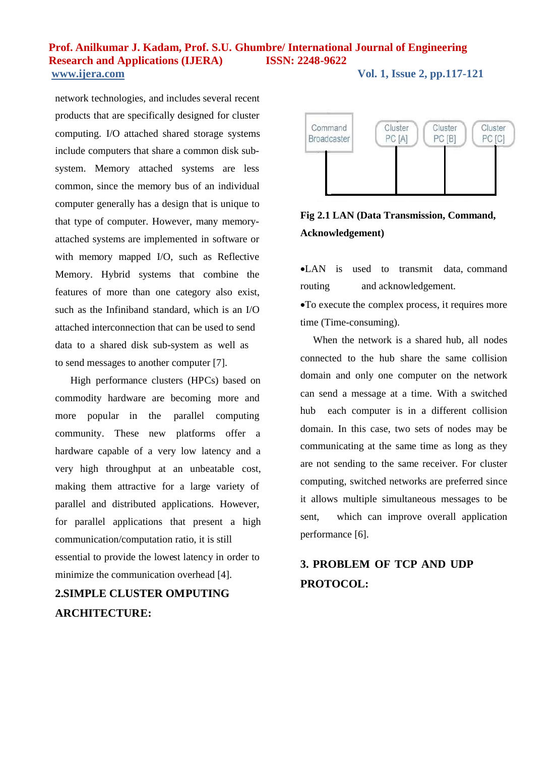network technologies, and includes several recent products that are specifically designed for cluster computing. I/O attached shared storage systems include computers that share a common disk sub-system. Memory attached systems are less common, since the memory bus of an individual computer generally has a design that is unique to that type of computer. However, many memory-attached systems are implemented in software or with memory mapped I/O, such as Reflective Memory. Hybrid systems that combine the features of more than one category also exist, such as the Infiniband standard, which is an I/O attached interconnection that can be used to send data to a shared disk sub-system as well as to send messages to another computer [7].

High performance clusters (HPCs) based on commodity hardware are becoming more and more popular in the parallel computing community. These new platforms offer a hardware capable of a very low latency and a very high throughput at an unbeatable cost, making them attractive for a large variety of parallel and distributed applications. However, for parallel applications that present a high communication/computation ratio, it is still essential to provide the lowest latency in order to minimize the communication overhead [4].

## 2.SIMPLE CLUSTER OMPUTING ARCHITECTURE:

**Fig 2.1 LAN (Data Transmission, Command, Acknowledgement)**

- LAN is used to transmit data, command routing and acknowledgement.
- To execute the complex process, it requires more time (Time-consuming).

When the network is a shared hub, all nodes connected to the hub share the same collision domain and only one computer on the network can send a message at a time. With a switched hub each computer is in a different collision domain. In this case, two sets of nodes may be communicating at the same time as long as they are not sending to the same receiver. For cluster computing, switched networks are preferred since it allows multiple simultaneous messages to be sent, which can improve overall application performance [6].

## 3. PROBLEM OF TCP AND UDP PROTOCOL: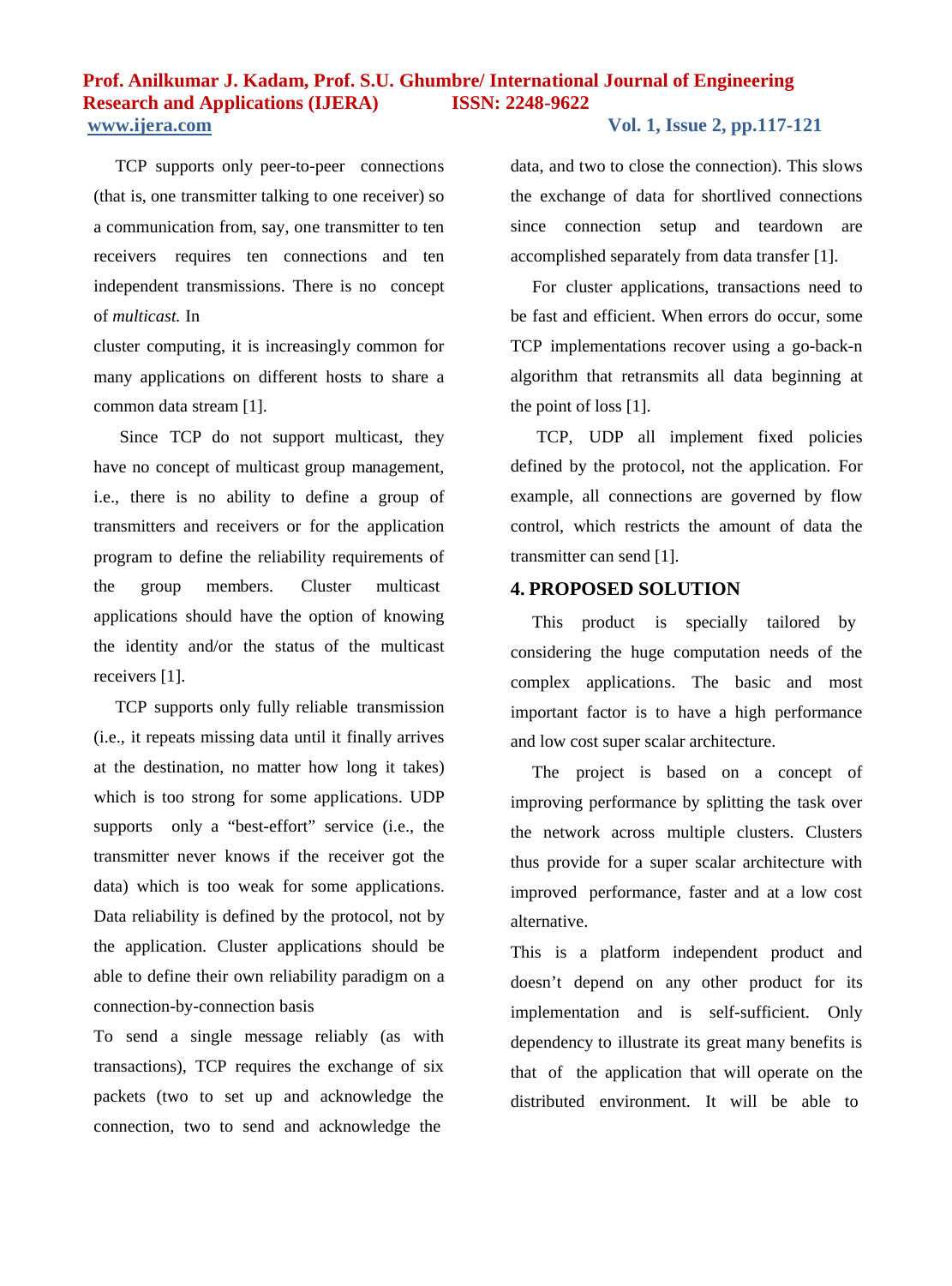TCP supports only peer-to-peer connections (that is, one transmitter talking to one receiver) so a communication from, say, one transmitter to ten receivers requires ten connections and ten independent transmissions. There is no concept of *multicast.* In

cluster computing, it is increasingly common for many applications on different hosts to share a common data stream [1].

Since TCP do not support multicast, they have no concept of multicast group management, i.e., there is no ability to define a group of transmitters and receivers or for the application program to define the reliability requirements of the group members. Cluster multicast applications should have the option of knowing the identity and/or the status of the multicast receivers [1].

TCP supports only fully reliable transmission (i.e., it repeats missing data until it finally arrives at the destination, no matter how long it takes) which is too strong for some applications. UDP supports only a "best-effort" service (i.e., the transmitter never knows if the receiver got the data) which is too weak for some applications. Data reliability is defined by the protocol, not by the application. Cluster applications should be able to define their own reliability paradigm on a connection-by-connection basis

To send a single message reliably (as with transactions), TCP requires the exchange of six packets (two to set up and acknowledge the connection, two to send and acknowledge the data, and two to close the connection). This slows the exchange of data for shortlived connections since connection setup and teardown are accomplished separately from data transfer [1].

For cluster applications, transactions need to be fast and efficient. When errors do occur, some TCP implementations recover using a go-back-n algorithm that retransmits all data beginning at the point of loss [1].

TCP, UDP all implement fixed policies defined by the protocol, not the application. For example, all connections are governed by flow control, which restricts the amount of data the transmitter can send [1].

## 4. PROPOSED SOLUTION

This product is specially tailored by considering the huge computation needs of the complex applications. The basic and most important factor is to have a high performance and low cost super scalar architecture.

The project is based on a concept of improving performance by splitting the task over the network across multiple clusters. Clusters thus provide for a super scalar architecture with improved performance, faster and at a low cost alternative.

This is a platform independent product and doesn't depend on any other product for its implementation and is self-sufficient. Only dependency to illustrate its great many benefits is that of the application that will operate on the distributed environment. It will be able to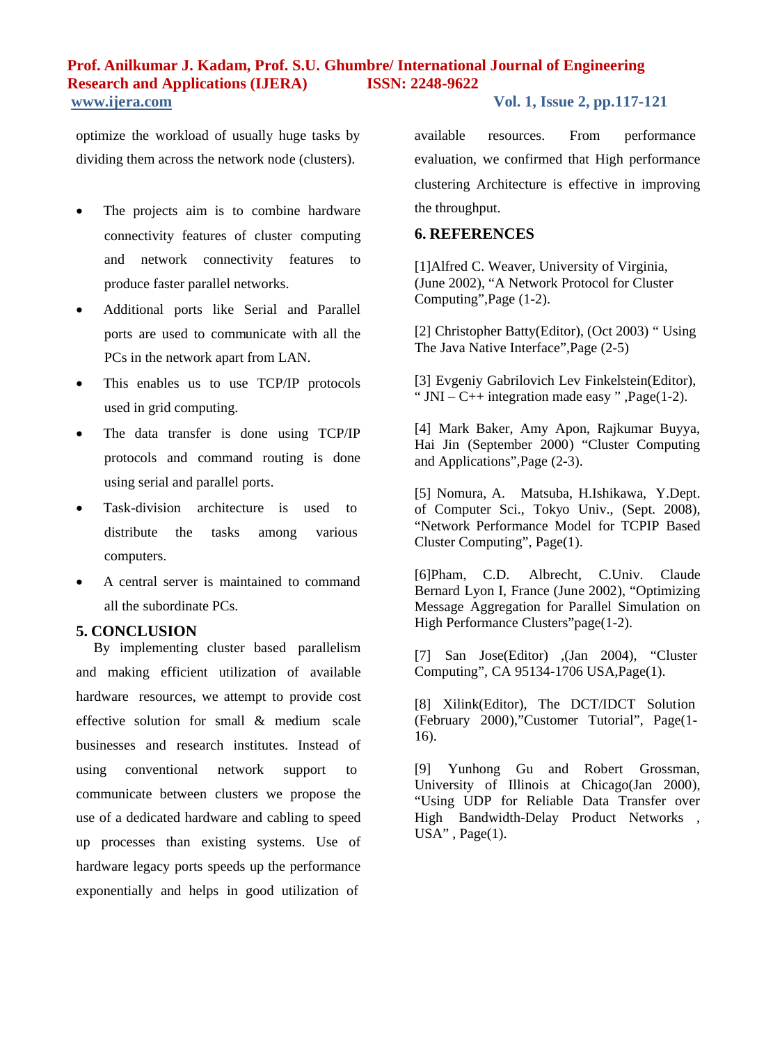optimize the workload of usually huge tasks by dividing them across the network node (clusters).

- The projects aim is to combine hardware connectivity features of cluster computing and network connectivity features to produce faster parallel networks.
- Additional ports like Serial and Parallel ports are used to communicate with all the PCs in the network apart from LAN.
- This enables us to use TCP/IP protocols used in grid computing.
- The data transfer is done using TCP/IP protocols and command routing is done using serial and parallel ports.
- Task-division architecture is used to distribute the tasks among various computers.
- A central server is maintained to command all the subordinate PCs.

## 5. CONCLUSION

By implementing cluster based parallelism and making efficient utilization of available hardware resources, we attempt to provide cost effective solution for small & medium scale businesses and research institutes. Instead of using conventional network support to communicate between clusters we propose the use of a dedicated hardware and cabling to speed up processes than existing systems. Use of hardware legacy ports speeds up the performance exponentially and helps in good utilization of available resources. From performance evaluation, we confirmed that High performance clustering Architecture is effective in improving the throughput.

## 6. REFERENCES

[1]Alfred C. Weaver, University of Virginia, (June 2002), “A Network Protocol for Cluster Computing”,Page (1-2).

[2] Christopher Batty(Editor), (Oct 2003) “ Using The Java Native Interface”,Page (2-5)

[3] Evgeniy Gabrilovich Lev Finkelstein(Editor), “ JNI – C++ integration made easy ” ,Page(1-2).

[4] Mark Baker, Amy Apon, Rajkumar Buyya, Hai Jin (September 2000) “Cluster Computing and Applications”,Page (2-3).

[5] Nomura, A. Matsuba, H.Ishikawa, Y.Dept. of Computer Sci., Tokyo Univ., (Sept. 2008), “Network Performance Model for TCPIP Based Cluster Computing”, Page(1).

[6]Pham, C.D. Albrecht, C.Univ. Claude Bernard Lyon I, France (June 2002), “Optimizing Message Aggregation for Parallel Simulation on High Performance Clusters”page(1-2).

[7] San Jose(Editor) ,(Jan 2004), “Cluster Computing”, CA 95134-1706 USA,Page(1).

[8] Xilink(Editor), The DCT/IDCT Solution (February 2000),”Customer Tutorial”, Page(1-16).

[9] Yunhong Gu and Robert Grossman, University of Illinois at Chicago(Jan 2000), “Using UDP for Reliable Data Transfer over High Bandwidth-Delay Product Networks , USA” , Page(1).